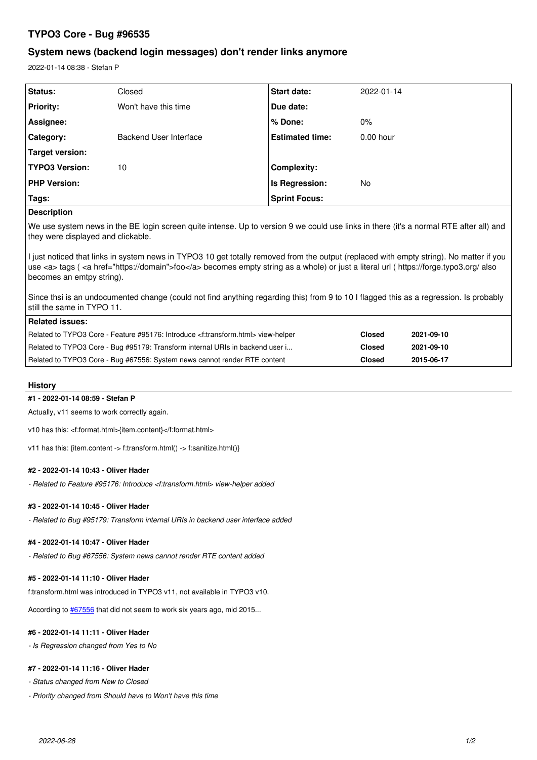# TYPO3 Core - Bug #96535

## System news (backend login messages) don't render links anymore

2022-01-14 08:38 - Stefan P

| Status: | Closed | Start date: | 2022-01-14 |
|---|---|---|---|
| Priority: | Won't have this time | Due date: | |
| Assignee: | | % Done: | 0% |
| Category: | Backend User Interface | Estimated time: | 0.00 hour |
| Target version: | | | |
| TYPO3 Version: | 10 | Complexity: | |
| PHP Version: | | Is Regression: | No |
| Tags: | | Sprint Focus: | |

**Description**

We use system news in the BE login screen quite intense. Up to version 9 we could use links in there (it's a normal RTE after all) and they were displayed and clickable.

I just noticed that links in system news in TYPO3 10 get totally removed from the output (replaced with empty string). No matter if you use <a> tags ( <a href="https://domain">foo</a> becomes empty string as a whole) or just a literal url ( https://forge.typo3.org/ also becomes an emtpy string).

Since thsi is an undocumented change (could not find anything regarding this) from 9 to 10 I flagged this as a regression. Is probably still the same in TYPO3 11.

**Related issues:**

| | | |
|---|---|---|
| Related to TYPO3 Core - Feature #95176: Introduce <f:transform.html> view-helper | Closed | 2021-09-10 |
| Related to TYPO3 Core - Bug #95179: Transform internal URIs in backend user i... | Closed | 2021-09-10 |
| Related to TYPO3 Core - Bug #67556: System news cannot render RTE content | Closed | 2015-06-17 |

## History

**#1 - 2022-01-14 08:59 - Stefan P**

Actually, v11 seems to work correctly again.

v10 has this: <f:format.html>{item.content}</f:format.html>

v11 has this: {item.content -> f:transform.html() -> f:sanitize.html()}

**#2 - 2022-01-14 10:43 - Oliver Hader**

*- Related to Feature #95176: Introduce <f:transform.html> view-helper added*

**#3 - 2022-01-14 10:45 - Oliver Hader**

*- Related to Bug #95179: Transform internal URIs in backend user interface added*

**#4 - 2022-01-14 10:47 - Oliver Hader**

*- Related to Bug #67556: System news cannot render RTE content added*

**#5 - 2022-01-14 11:10 - Oliver Hader**

f:transform.html was introduced in TYPO3 v11, not available in TYPO3 v10.

According to #67556 that did not seem to work six years ago, mid 2015...

**#6 - 2022-01-14 11:11 - Oliver Hader**

*- Is Regression changed from Yes to No*

**#7 - 2022-01-14 11:16 - Oliver Hader**

*- Status changed from New to Closed*

*- Priority changed from Should have to Won't have this time*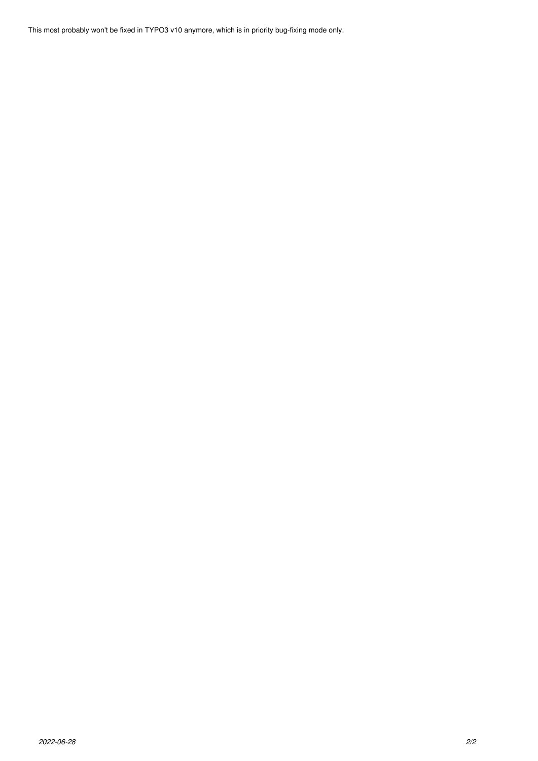This most probably won't be fixed in TYPO3 v10 anymore, which is in priority bug-fixing mode only.